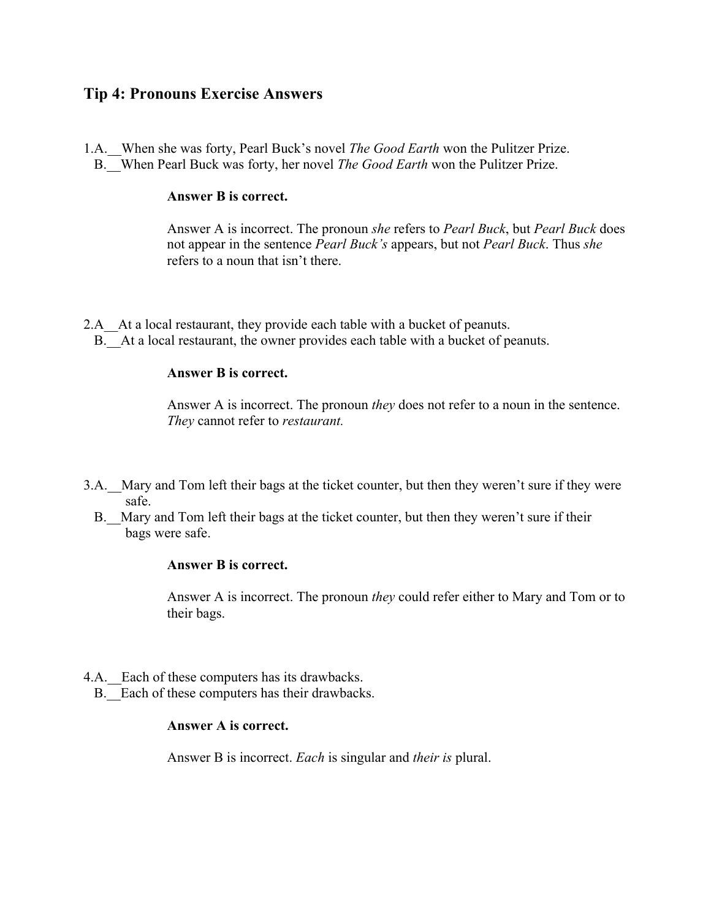## Tip 4: Pronouns Exercise Answers

1.A.__When she was forty, Pearl Buck's novel *The Good Earth* won the Pulitzer Prize.
B.__When Pearl Buck was forty, her novel *The Good Earth* won the Pulitzer Prize.

**Answer B is correct.**

Answer A is incorrect. The pronoun *she* refers to *Pearl Buck*, but *Pearl Buck* does not appear in the sentence *Pearl Buck's* appears, but not *Pearl Buck*. Thus *she* refers to a noun that isn't there.

2.A__At a local restaurant, they provide each table with a bucket of peanuts.
B.__At a local restaurant, the owner provides each table with a bucket of peanuts.

**Answer B is correct.**

Answer A is incorrect. The pronoun *they* does not refer to a noun in the sentence. *They* cannot refer to *restaurant.*

3.A.__Mary and Tom left their bags at the ticket counter, but then they weren't sure if they were safe.
B.__Mary and Tom left their bags at the ticket counter, but then they weren't sure if their bags were safe.

**Answer B is correct.**

Answer A is incorrect. The pronoun *they* could refer either to Mary and Tom or to their bags.

4.A.__Each of these computers has its drawbacks.
B.__Each of these computers has their drawbacks.

**Answer A is correct.**

Answer B is incorrect. *Each* is singular and *their is* plural.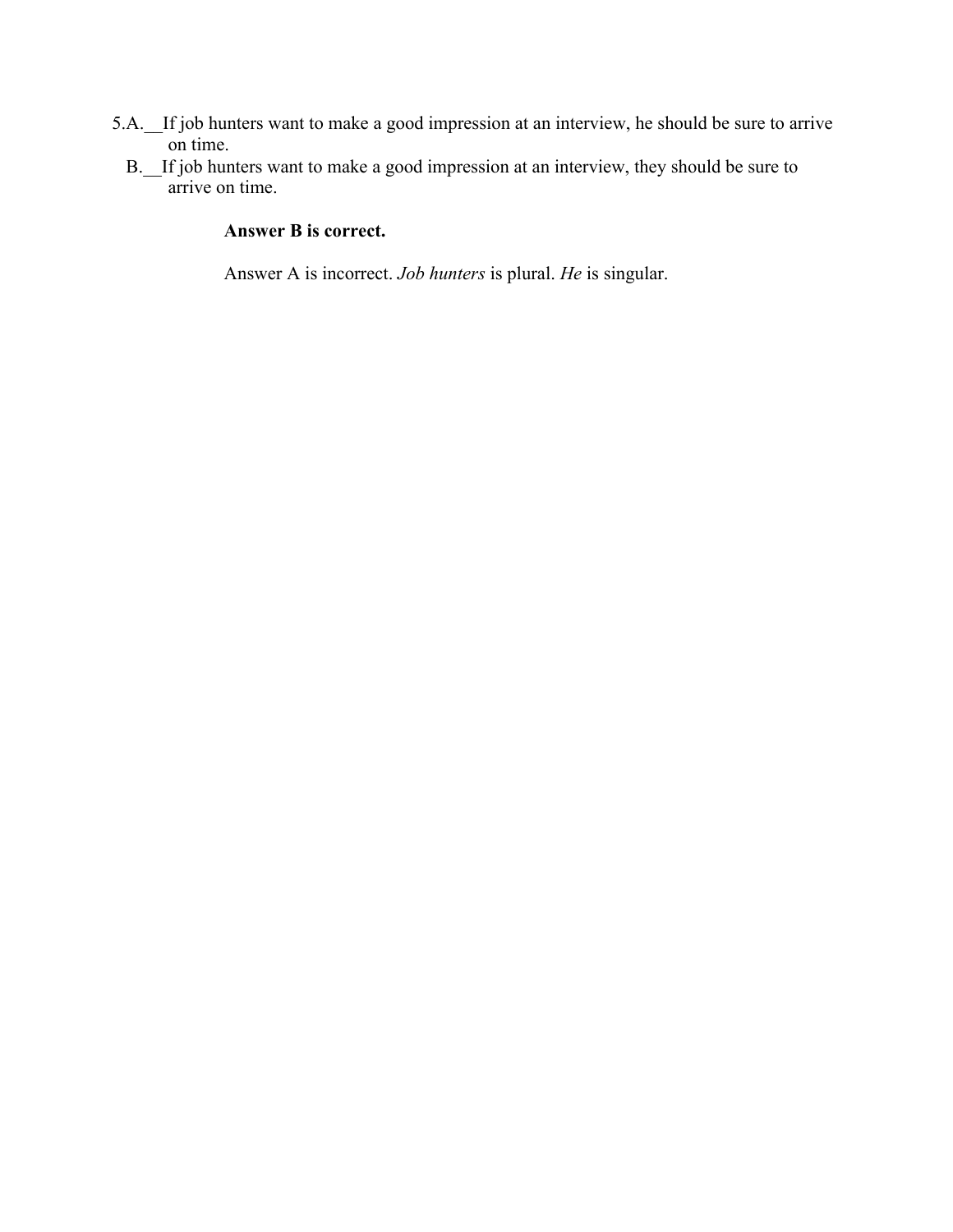5.A.__If job hunters want to make a good impression at an interview, he should be sure to arrive on time.

B.__If job hunters want to make a good impression at an interview, they should be sure to arrive on time.

**Answer B is correct.**

Answer A is incorrect. *Job hunters* is plural. *He* is singular.